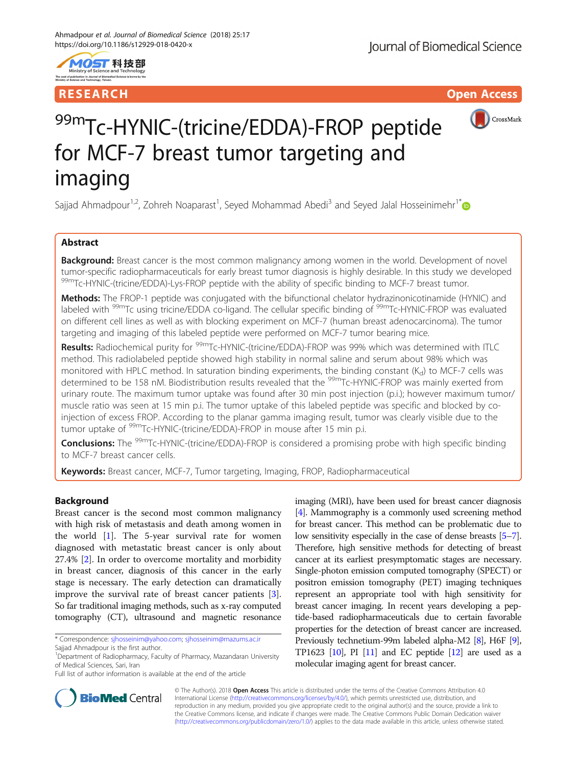RESEARCH Open Access

# $^{99m}$Tc-HYNIC-(tricine/EDDA)-FROP peptide for MCF-7 breast tumor targeting and imaging

Sajjad Ahmadpour[1,2], Zohreh Noaparast[1], Seyed Mohammad Abedi[3] and Seyed Jalal Hosseinimehr[1*]

## Abstract

**Background:** Breast cancer is the most common malignancy among women in the world. Development of novel tumor-specific radiopharmaceuticals for early breast tumor diagnosis is highly desirable. In this study we developed $^{99m}$Tc-HYNIC-(tricine/EDDA)-Lys-FROP peptide with the ability of specific binding to MCF-7 breast tumor.

**Methods:** The FROP-1 peptide was conjugated with the bifunctional chelator hydrazinonicotinamide (HYNIC) and labeled with $^{99m}$Tc using tricine/EDDA co-ligand. The cellular specific binding of $^{99m}$Tc-HYNIC-FROP was evaluated on different cell lines as well as with blocking experiment on MCF-7 (human breast adenocarcinoma). The tumor targeting and imaging of this labeled peptide were performed on MCF-7 tumor bearing mice.

**Results:** Radiochemical purity for $^{99m}$Tc-HYNIC-(tricine/EDDA)-FROP was 99% which was determined with ITLC method. This radiolabeled peptide showed high stability in normal saline and serum about 98% which was monitored with HPLC method. In saturation binding experiments, the binding constant ($K_d$) to MCF-7 cells was determined to be 158 nM. Biodistribution results revealed that the $^{99m}$Tc-HYNIC-FROP was mainly exerted from urinary route. The maximum tumor uptake was found after 30 min post injection (p.i.); however maximum tumor/muscle ratio was seen at 15 min p.i. The tumor uptake of this labeled peptide was specific and blocked by co-injection of excess FROP. According to the planar gamma imaging result, tumor was clearly visible due to the tumor uptake of $^{99m}$Tc-HYNIC-(tricine/EDDA)-FROP in mouse after 15 min p.i.

**Conclusions:** The $^{99m}$Tc-HYNIC-(tricine/EDDA)-FROP is considered a promising probe with high specific binding to MCF-7 breast cancer cells.

**Keywords:** Breast cancer, MCF-7, Tumor targeting, Imaging, FROP, Radiopharmaceutical

## Background

Breast cancer is the second most common malignancy with high risk of metastasis and death among women in the world [1]. The 5-year survival rate for women diagnosed with metastatic breast cancer is only about 27.4% [2]. In order to overcome mortality and morbidity in breast cancer, diagnosis of this cancer in the early stage is necessary. The early detection can dramatically improve the survival rate of breast cancer patients [3]. So far traditional imaging methods, such as x-ray computed tomography (CT), ultrasound and magnetic resonance imaging (MRI), have been used for breast cancer diagnosis [4]. Mammography is a commonly used screening method for breast cancer. This method can be problematic due to low sensitivity especially in the case of dense breasts [5–7]. Therefore, high sensitive methods for detecting of breast cancer at its earliest presymptomatic stages are necessary. Single-photon emission computed tomography (SPECT) or positron emission tomography (PET) imaging techniques represent an appropriate tool with high sensitivity for breast cancer imaging. In recent years developing a peptide-based radiopharmaceuticals due to certain favorable properties for the detection of breast cancer are increased. Previously technetium-99m labeled alpha-M2 [8], H6F [9], TP1623 [10], PI [11] and EC peptide [12] are used as a molecular imaging agent for breast cancer.

* Correspondence: sjhosseinim@yahoo.com; sjhosseinim@mazums.ac.ir
Sajjad Ahmadpour is the first author.
[1]Department of Radiopharmacy, Faculty of Pharmacy, Mazandaran University of Medical Sciences, Sari, Iran
Full list of author information is available at the end of the article

© The Author(s). 2018 **Open Access** This article is distributed under the terms of the Creative Commons Attribution 4.0 International License (http://creativecommons.org/licenses/by/4.0/), which permits unrestricted use, distribution, and reproduction in any medium, provided you give appropriate credit to the original author(s) and the source, provide a link to the Creative Commons license, and indicate if changes were made. The Creative Commons Public Domain Dedication waiver (http://creativecommons.org/publicdomain/zero/1.0/) applies to the data made available in this article, unless otherwise stated.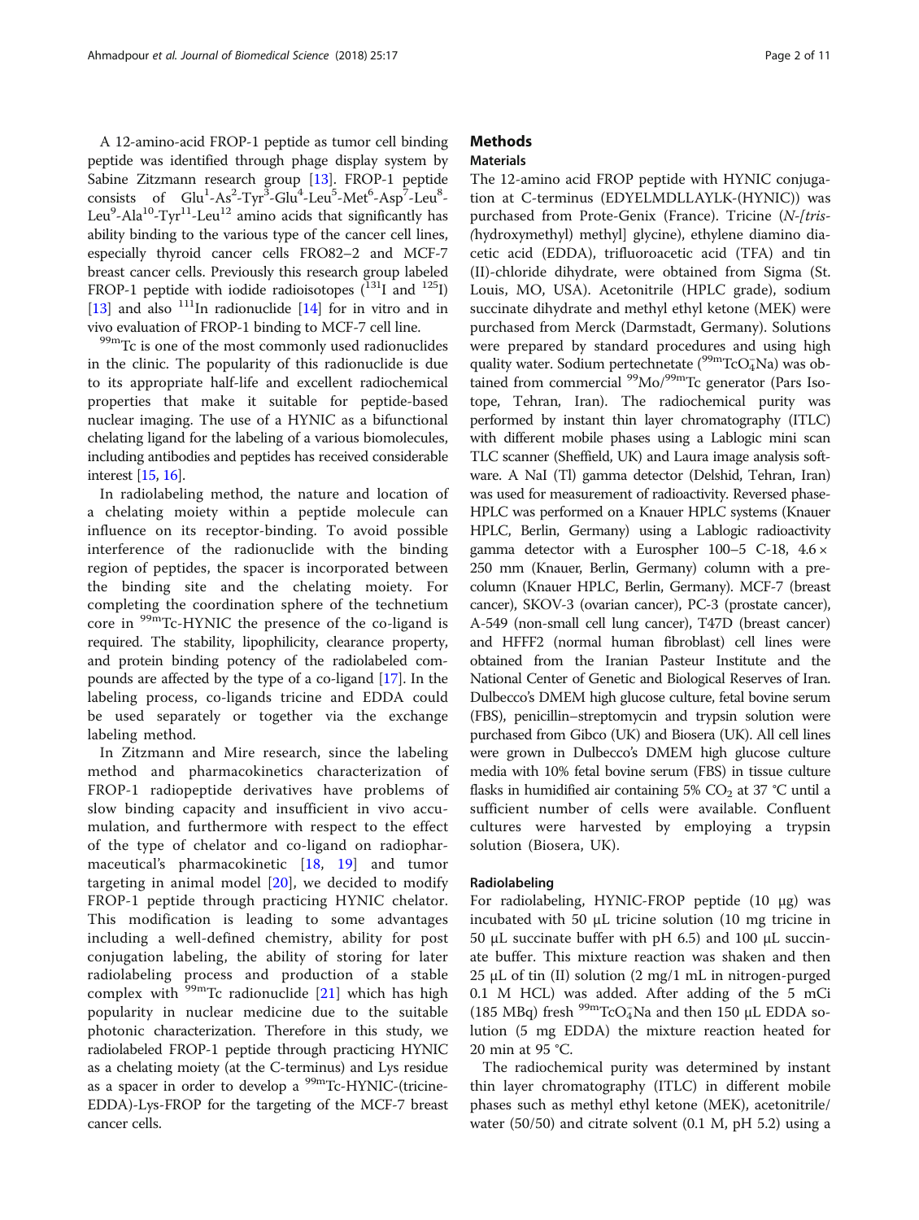A 12-amino-acid FROP-1 peptide as tumor cell binding peptide was identified through phage display system by Sabine Zitzmann research group [13]. FROP-1 peptide consists of Glu[1]-As[2]-Tyr[3]-Glu[4]-Leu[5]-Met[6]-Asp[7]-Leu[8]-Leu[9]-Ala[10]-Tyr[11]-Leu[12] amino acids that significantly has ability binding to the various type of the cancer cell lines, especially thyroid cancer cells FRO82–2 and MCF-7 breast cancer cells. Previously this research group labeled FROP-1 peptide with iodide radioisotopes ($^{131}$I and $^{125}$I) [13] and also $^{111}$In radionuclide [14] for in vitro and in vivo evaluation of FROP-1 binding to MCF-7 cell line.

$^{99m}$Tc is one of the most commonly used radionuclides in the clinic. The popularity of this radionuclide is due to its appropriate half-life and excellent radiochemical properties that make it suitable for peptide-based nuclear imaging. The use of a HYNIC as a bifunctional chelating ligand for the labeling of a various biomolecules, including antibodies and peptides has received considerable interest [15, 16].

In radiolabeling method, the nature and location of a chelating moiety within a peptide molecule can influence on its receptor-binding. To avoid possible interference of the radionuclide with the binding region of peptides, the spacer is incorporated between the binding site and the chelating moiety. For completing the coordination sphere of the technetium core in $^{99m}$Tc-HYNIC the presence of the co-ligand is required. The stability, lipophilicity, clearance property, and protein binding potency of the radiolabeled compounds are affected by the type of a co-ligand [17]. In the labeling process, co-ligands tricine and EDDA could be used separately or together via the exchange labeling method.

In Zitzmann and Mire research, since the labeling method and pharmacokinetics characterization of FROP-1 radiopeptide derivatives have problems of slow binding capacity and insufficient in vivo accumulation, and furthermore with respect to the effect of the type of chelator and co-ligand on radiopharmaceutical's pharmacokinetic [18, 19] and tumor targeting in animal model [20], we decided to modify FROP-1 peptide through practicing HYNIC chelator. This modification is leading to some advantages including a well-defined chemistry, ability for post conjugation labeling, the ability of storing for later radiolabeling process and production of a stable complex with $^{99m}$Tc radionuclide [21] which has high popularity in nuclear medicine due to the suitable photonic characterization. Therefore in this study, we radiolabeled FROP-1 peptide through practicing HYNIC as a chelating moiety (at the C-terminus) and Lys residue as a spacer in order to develop a $^{99m}$Tc-HYNIC-(tricine-EDDA)-Lys-FROP for the targeting of the MCF-7 breast cancer cells.

# Methods

## Materials

The 12-amino acid FROP peptide with HYNIC conjugation at C-terminus (EDYELMDLLAYLK-(HYNIC)) was purchased from Prote-Genix (France). Tricine (*N-[tris-(hydroxymethyl) methyl] glycine*), ethylene diamino diacetic acid (EDDA), trifluoroacetic acid (TFA) and tin (II)-chloride dihydrate, were obtained from Sigma (St. Louis, MO, USA). Acetonitrile (HPLC grade), sodium succinate dihydrate and methyl ethyl ketone (MEK) were purchased from Merck (Darmstadt, Germany). Solutions were prepared by standard procedures and using high quality water. Sodium pertechnetate ($^{99m}TcO_4^-Na$) was obtained from commercial $^{99}$Mo/$^{99m}$Tc generator (Pars Isotope, Tehran, Iran). The radiochemical purity was performed by instant thin layer chromatography (ITLC) with different mobile phases using a Lablogic mini scan TLC scanner (Sheffield, UK) and Laura image analysis software. A NaI (Tl) gamma detector (Delshid, Tehran, Iran) was used for measurement of radioactivity. Reversed phase-HPLC was performed on a Knauer HPLC systems (Knauer HPLC, Berlin, Germany) using a Lablogic radioactivity gamma detector with a Eurospher 100–5 C-18, 4.6 × 250 mm (Knauer, Berlin, Germany) column with a pre-column (Knauer HPLC, Berlin, Germany). MCF-7 (breast cancer), SKOV-3 (ovarian cancer), PC-3 (prostate cancer), A-549 (non-small cell lung cancer), T47D (breast cancer) and HFFF2 (normal human fibroblast) cell lines were obtained from the Iranian Pasteur Institute and the National Center of Genetic and Biological Reserves of Iran. Dulbecco's DMEM high glucose culture, fetal bovine serum (FBS), penicillin–streptomycin and trypsin solution were purchased from Gibco (UK) and Biosera (UK). All cell lines were grown in Dulbecco's DMEM high glucose culture media with 10% fetal bovine serum (FBS) in tissue culture flasks in humidified air containing 5% $CO_2$ at 37 °C until a sufficient number of cells were available. Confluent cultures were harvested by employing a trypsin solution (Biosera, UK).

## Radiolabeling

For radiolabeling, HYNIC-FROP peptide (10 μg) was incubated with 50 μL tricine solution (10 mg tricine in 50 μL succinate buffer with pH 6.5) and 100 μL succinate buffer. This mixture reaction was shaken and then 25 μL of tin (II) solution (2 mg/1 mL in nitrogen-purged 0.1 M HCL) was added. After adding of the 5 mCi (185 MBq) fresh $^{99m}TcO_4^-Na$ and then 150 μL EDDA solution (5 mg EDDA) the mixture reaction heated for 20 min at 95 °C.

The radiochemical purity was determined by instant thin layer chromatography (ITLC) in different mobile phases such as methyl ethyl ketone (MEK), acetonitrile/water (50/50) and citrate solvent (0.1 M, pH 5.2) using a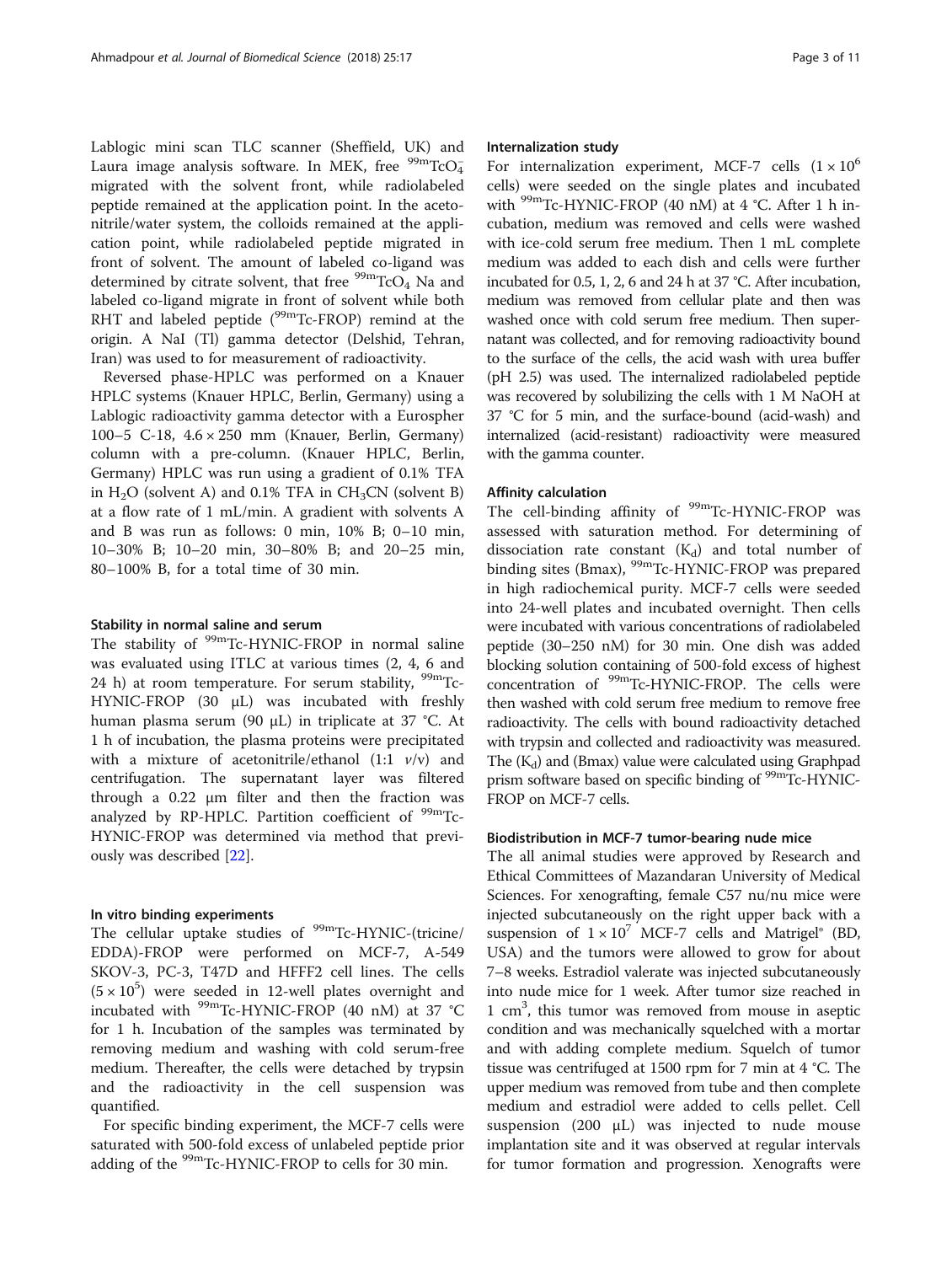Lablogic mini scan TLC scanner (Sheffield, UK) and Laura image analysis software. In MEK, free $^{99m}TcO_4^-$ migrated with the solvent front, while radiolabeled peptide remained at the application point. In the acetonitrile/water system, the colloids remained at the application point, while radiolabeled peptide migrated in front of solvent. The amount of labeled co-ligand was determined by citrate solvent, that free $^{99m}TcO_4$ Na and labeled co-ligand migrate in front of solvent while both RHT and labeled peptide ($^{99m}$Tc-FROP) remind at the origin. A NaI (Tl) gamma detector (Delshid, Tehran, Iran) was used to for measurement of radioactivity.

Reversed phase-HPLC was performed on a Knauer HPLC systems (Knauer HPLC, Berlin, Germany) using a Lablogic radioactivity gamma detector with a Eurospher 100–5 C-18, 4.6 × 250 mm (Knauer, Berlin, Germany) column with a pre-column. (Knauer HPLC, Berlin, Germany) HPLC was run using a gradient of 0.1% TFA in $H_2O$ (solvent A) and 0.1% TFA in $CH_3CN$ (solvent B) at a flow rate of 1 mL/min. A gradient with solvents A and B was run as follows: 0 min, 10% B; 0–10 min, 10–30% B; 10–20 min, 30–80% B; and 20–25 min, 80–100% B, for a total time of 30 min.

### Stability in normal saline and serum

The stability of $^{99m}$Tc-HYNIC-FROP in normal saline was evaluated using ITLC at various times (2, 4, 6 and 24 h) at room temperature. For serum stability, $^{99m}$Tc-HYNIC-FROP (30 μL) was incubated with freshly human plasma serum (90 μL) in triplicate at 37 °C. At 1 h of incubation, the plasma proteins were precipitated with a mixture of acetonitrile/ethanol (1:1 *v*/v) and centrifugation. The supernatant layer was filtered through a 0.22 μm filter and then the fraction was analyzed by RP-HPLC. Partition coefficient of $^{99m}$Tc-HYNIC-FROP was determined via method that previously was described [22].

### In vitro binding experiments

The cellular uptake studies of $^{99m}$Tc-HYNIC-(tricine/EDDA)-FROP were performed on MCF-7, A-549 SKOV-3, PC-3, T47D and HFFF2 cell lines. The cells ($5 \times 10^5$) were seeded in 12-well plates overnight and incubated with $^{99m}$Tc-HYNIC-FROP (40 nM) at 37 °C for 1 h. Incubation of the samples was terminated by removing medium and washing with cold serum-free medium. Thereafter, the cells were detached by trypsin and the radioactivity in the cell suspension was quantified.

For specific binding experiment, the MCF-7 cells were saturated with 500-fold excess of unlabeled peptide prior adding of the $^{99m}$Tc-HYNIC-FROP to cells for 30 min.

### Internalization study

For internalization experiment, MCF-7 cells ($1 \times 10^6$ cells) were seeded on the single plates and incubated with $^{99m}$Tc-HYNIC-FROP (40 nM) at 4 °C. After 1 h incubation, medium was removed and cells were washed with ice-cold serum free medium. Then 1 mL complete medium was added to each dish and cells were further incubated for 0.5, 1, 2, 6 and 24 h at 37 °C. After incubation, medium was removed from cellular plate and then was washed once with cold serum free medium. Then supernatant was collected, and for removing radioactivity bound to the surface of the cells, the acid wash with urea buffer (pH 2.5) was used. The internalized radiolabeled peptide was recovered by solubilizing the cells with 1 M NaOH at 37 °C for 5 min, and the surface-bound (acid-wash) and internalized (acid-resistant) radioactivity were measured with the gamma counter.

### Affinity calculation

The cell-binding affinity of $^{99m}$Tc-HYNIC-FROP was assessed with saturation method. For determining of dissociation rate constant ($K_d$) and total number of binding sites (Bmax), $^{99m}$Tc-HYNIC-FROP was prepared in high radiochemical purity. MCF-7 cells were seeded into 24-well plates and incubated overnight. Then cells were incubated with various concentrations of radiolabeled peptide (30–250 nM) for 30 min. One dish was added blocking solution containing of 500-fold excess of highest concentration of $^{99m}$Tc-HYNIC-FROP. The cells were then washed with cold serum free medium to remove free radioactivity. The cells with bound radioactivity detached with trypsin and collected and radioactivity was measured. The ($K_d$) and (Bmax) value were calculated using Graphpad prism software based on specific binding of $^{99m}$Tc-HYNIC-FROP on MCF-7 cells.

### Biodistribution in MCF-7 tumor-bearing nude mice

The all animal studies were approved by Research and Ethical Committees of Mazandaran University of Medical Sciences. For xenografting, female C57 nu/nu mice were injected subcutaneously on the right upper back with a suspension of $1 \times 10^7$ MCF-7 cells and Matrigel® (BD, USA) and the tumors were allowed to grow for about 7–8 weeks. Estradiol valerate was injected subcutaneously into nude mice for 1 week. After tumor size reached in 1 $cm^3$, this tumor was removed from mouse in aseptic condition and was mechanically squelched with a mortar and with adding complete medium. Squelch of tumor tissue was centrifuged at 1500 rpm for 7 min at 4 °C. The upper medium was removed from tube and then complete medium and estradiol were added to cells pellet. Cell suspension (200 μL) was injected to nude mouse implantation site and it was observed at regular intervals for tumor formation and progression. Xenografts were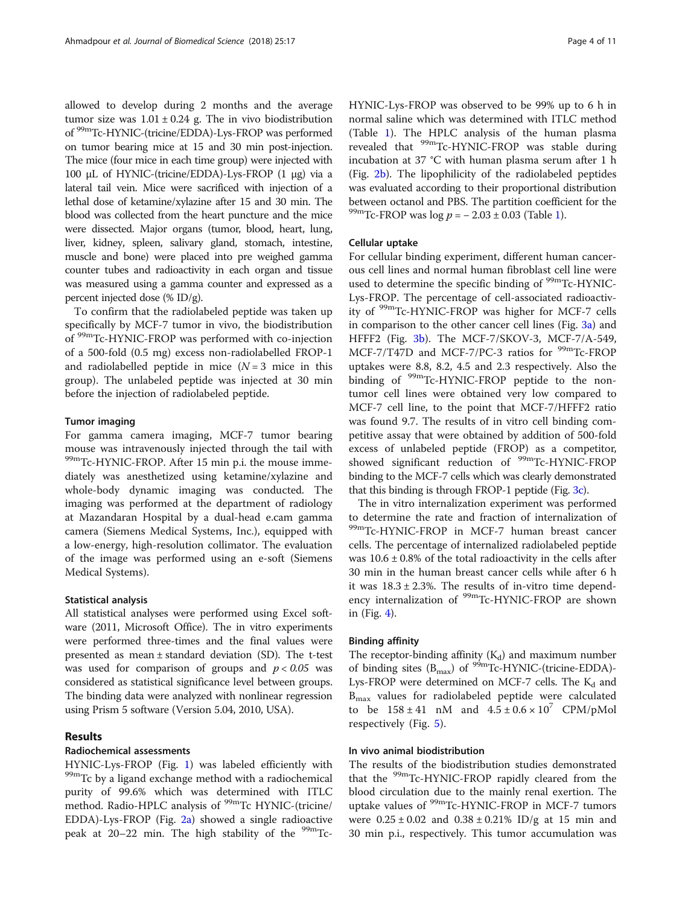allowed to develop during 2 months and the average tumor size was $1.01 \pm 0.24$ g. The in vivo biodistribution of $^{99m}$Tc-HYNIC-(tricine/EDDA)-Lys-FROP was performed on tumor bearing mice at 15 and 30 min post-injection. The mice (four mice in each time group) were injected with 100 μL of HYNIC-(tricine/EDDA)-Lys-FROP (1 μg) via a lateral tail vein. Mice were sacrificed with injection of a lethal dose of ketamine/xylazine after 15 and 30 min. The blood was collected from the heart puncture and the mice were dissected. Major organs (tumor, blood, heart, lung, liver, kidney, spleen, salivary gland, stomach, intestine, muscle and bone) were placed into pre weighed gamma counter tubes and radioactivity in each organ and tissue was measured using a gamma counter and expressed as a percent injected dose (% ID/g).

To confirm that the radiolabeled peptide was taken up specifically by MCF-7 tumor in vivo, the biodistribution of $^{99m}$Tc-HYNIC-FROP was performed with co-injection of a 500-fold (0.5 mg) excess non-radiolabelled FROP-1 and radiolabelled peptide in mice ($N = 3$ mice in this group). The unlabeled peptide was injected at 30 min before the injection of radiolabeled peptide.

### Tumor imaging

For gamma camera imaging, MCF-7 tumor bearing mouse was intravenously injected through the tail with $^{99m}$Tc-HYNIC-FROP. After 15 min p.i. the mouse immediately was anesthetized using ketamine/xylazine and whole-body dynamic imaging was conducted. The imaging was performed at the department of radiology at Mazandaran Hospital by a dual-head e.cam gamma camera (Siemens Medical Systems, Inc.), equipped with a low-energy, high-resolution collimator. The evaluation of the image was performed using an e-soft (Siemens Medical Systems).

### Statistical analysis

All statistical analyses were performed using Excel software (2011, Microsoft Office). The in vitro experiments were performed three-times and the final values were presented as mean ± standard deviation (SD). The t-test was used for comparison of groups and $p < 0.05$ was considered as statistical significance level between groups. The binding data were analyzed with nonlinear regression using Prism 5 software (Version 5.04, 2010, USA).

## Results

### Radiochemical assessments

HYNIC-Lys-FROP (Fig. 1) was labeled efficiently with $^{99m}$Tc by a ligand exchange method with a radiochemical purity of 99.6% which was determined with ITLC method. Radio-HPLC analysis of $^{99m}$Tc HYNIC-(tricine/EDDA)-Lys-FROP (Fig. 2a) showed a single radioactive peak at 20–22 min. The high stability of the $^{99m}$Tc-HYNIC-Lys-FROP was observed to be 99% up to 6 h in normal saline which was determined with ITLC method (Table 1). The HPLC analysis of the human plasma revealed that $^{99m}$Tc-HYNIC-FROP was stable during incubation at 37 °C with human plasma serum after 1 h (Fig. 2b). The lipophilicity of the radiolabeled peptides was evaluated according to their proportional distribution between octanol and PBS. The partition coefficient for the $^{99m}$Tc-FROP was $\log p = -2.03 \pm 0.03$ (Table 1).

### Cellular uptake

For cellular binding experiment, different human cancerous cell lines and normal human fibroblast cell line were used to determine the specific binding of $^{99m}$Tc-HYNIC-Lys-FROP. The percentage of cell-associated radioactivity of $^{99m}$Tc-HYNIC-FROP was higher for MCF-7 cells in comparison to the other cancer cell lines (Fig. 3a) and HFFF2 (Fig. 3b). The MCF-7/SKOV-3, MCF-7/A-549, MCF-7/T47D and MCF-7/PC-3 ratios for $^{99m}$Tc-FROP uptakes were 8.8, 8.2, 4.5 and 2.3 respectively. Also the binding of $^{99m}$Tc-HYNIC-FROP peptide to the non-tumor cell lines were obtained very low compared to MCF-7 cell line, to the point that MCF-7/HFFF2 ratio was found 9.7. The results of in vitro cell binding competitive assay that were obtained by addition of 500-fold excess of unlabeled peptide (FROP) as a competitor, showed significant reduction of $^{99m}$Tc-HYNIC-FROP binding to the MCF-7 cells which was clearly demonstrated that this binding is through FROP-1 peptide (Fig. 3c).

The in vitro internalization experiment was performed to determine the rate and fraction of internalization of $^{99m}$Tc-HYNIC-FROP in MCF-7 human breast cancer cells. The percentage of internalized radiolabeled peptide was $10.6 \pm 0.8$% of the total radioactivity in the cells after 30 min in the human breast cancer cells while after 6 h it was $18.3 \pm 2.3$%. The results of in-vitro time dependency internalization of $^{99m}$Tc-HYNIC-FROP are shown in (Fig. 4).

### Binding affinity

The receptor-binding affinity ($K_d$) and maximum number of binding sites ($B_{max}$) of $^{99m}$Tc-HYNIC-(tricine-EDDA)-Lys-FROP were determined on MCF-7 cells. The $K_d$ and $B_{max}$ values for radiolabeled peptide were calculated to be $158 \pm 41$ nM and $4.5 \pm 0.6 \times 10^7$ CPM/pMol respectively (Fig. 5).

### In vivo animal biodistribution

The results of the biodistribution studies demonstrated that the $^{99m}$Tc-HYNIC-FROP rapidly cleared from the blood circulation due to the mainly renal exertion. The uptake values of $^{99m}$Tc-HYNIC-FROP in MCF-7 tumors were $0.25 \pm 0.02$ and $0.38 \pm 0.21$% ID/g at 15 min and 30 min p.i., respectively. This tumor accumulation was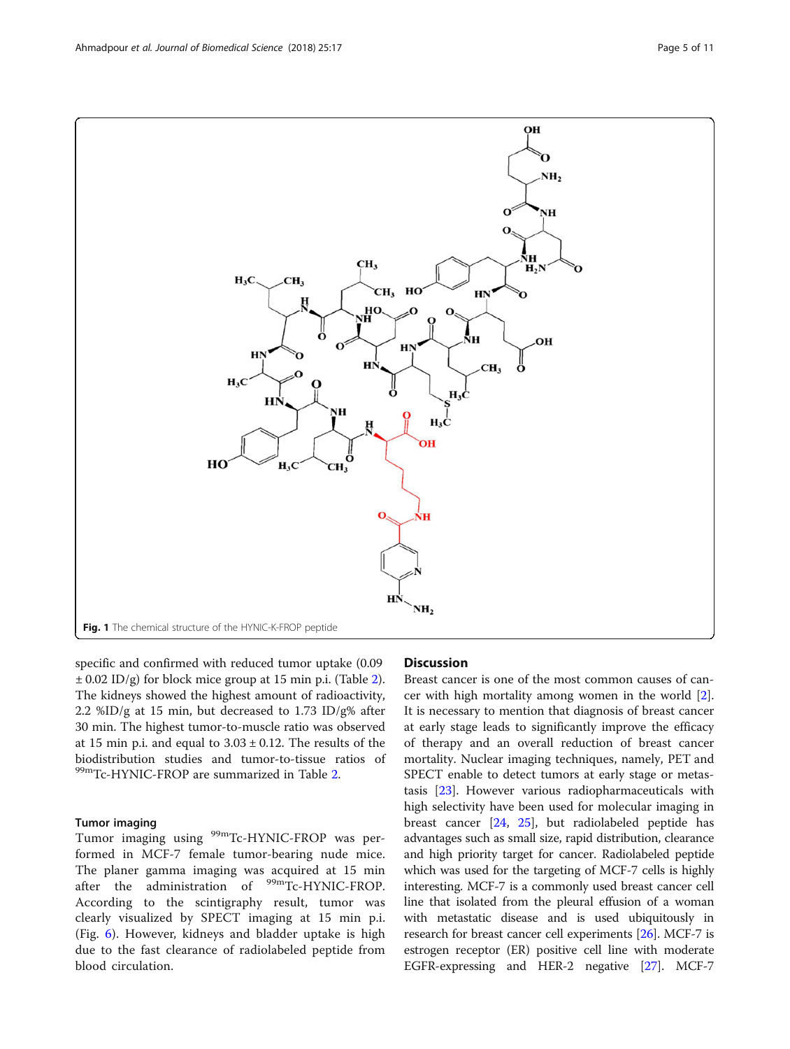Fig. 1 The chemical structure of the HYNIC-K-FROP peptide

specific and confirmed with reduced tumor uptake (0.09 ± 0.02 ID/g) for block mice group at 15 min p.i. (Table 2). The kidneys showed the highest amount of radioactivity, 2.2 %ID/g at 15 min, but decreased to 1.73 ID/g% after 30 min. The highest tumor-to-muscle ratio was observed at 15 min p.i. and equal to 3.03 ± 0.12. The results of the biodistribution studies and tumor-to-tissue ratios of $^{99m}$Tc-HYNIC-FROP are summarized in Table 2.

### Tumor imaging

Tumor imaging using $^{99m}$Tc-HYNIC-FROP was performed in MCF-7 female tumor-bearing nude mice. The planer gamma imaging was acquired at 15 min after the administration of $^{99m}$Tc-HYNIC-FROP. According to the scintigraphy result, tumor was clearly visualized by SPECT imaging at 15 min p.i. (Fig. 6). However, kidneys and bladder uptake is high due to the fast clearance of radiolabeled peptide from blood circulation.

## Discussion

Breast cancer is one of the most common causes of cancer with high mortality among women in the world [2]. It is necessary to mention that diagnosis of breast cancer at early stage leads to significantly improve the efficacy of therapy and an overall reduction of breast cancer mortality. Nuclear imaging techniques, namely, PET and SPECT enable to detect tumors at early stage or metastasis [23]. However various radiopharmaceuticals with high selectivity have been used for molecular imaging in breast cancer [24, 25], but radiolabeled peptide has advantages such as small size, rapid distribution, clearance and high priority target for cancer. Radiolabeled peptide which was used for the targeting of MCF-7 cells is highly interesting. MCF-7 is a commonly used breast cancer cell line that isolated from the pleural effusion of a woman with metastatic disease and is used ubiquitously in research for breast cancer cell experiments [26]. MCF-7 is estrogen receptor (ER) positive cell line with moderate EGFR-expressing and HER-2 negative [27]. MCF-7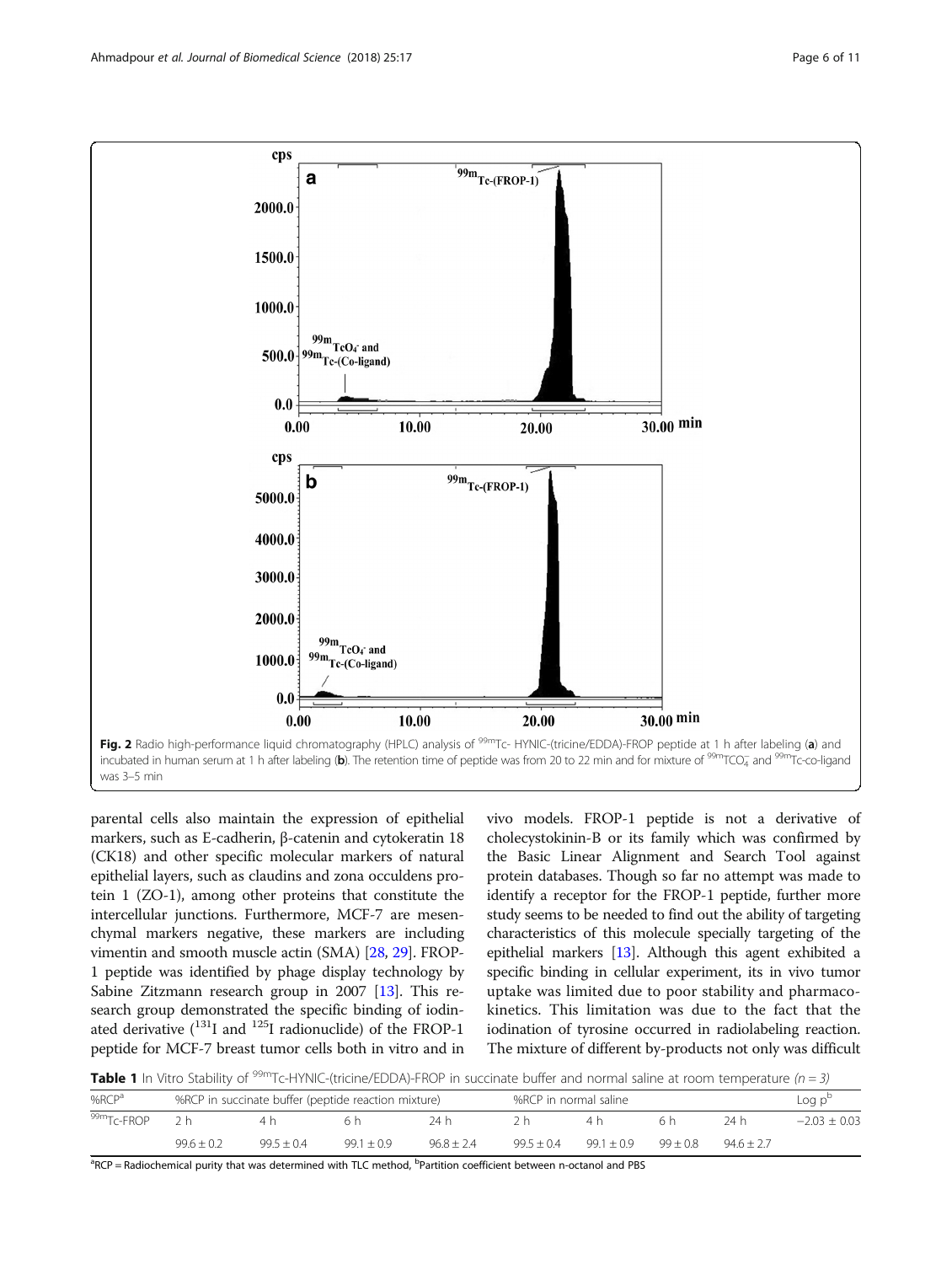Fig. 2 Radio high-performance liquid chromatography (HPLC) analysis of $^{99m}$Tc- HYNIC-(tricine/EDDA)-FROP peptide at 1 h after labeling (**a**) and incubated in human serum at 1 h after labeling (**b**). The retention time of peptide was from 20 to 22 min and for mixture of $^{99m}TcO_4^-$ and $^{99m}$Tc-co-ligand was 3–5 min

parental cells also maintain the expression of epithelial markers, such as E-cadherin, β-catenin and cytokeratin 18 (CK18) and other specific molecular markers of natural epithelial layers, such as claudins and zona occuldens protein 1 (ZO-1), among other proteins that constitute the intercellular junctions. Furthermore, MCF-7 are mesenchymal markers negative, these markers are including vimentin and smooth muscle actin (SMA) [28, 29]. FROP-1 peptide was identified by phage display technology by Sabine Zitzmann research group in 2007 [13]. This research group demonstrated the specific binding of iodinated derivative ($^{131}$I and $^{125}$I radionuclide) of the FROP-1 peptide for MCF-7 breast tumor cells both in vitro and in vivo models. FROP-1 peptide is not a derivative of cholecystokinin-B or its family which was confirmed by the Basic Linear Alignment and Search Tool against protein databases. Though so far no attempt was made to identify a receptor for the FROP-1 peptide, further more study seems to be needed to find out the ability of targeting characteristics of this molecule specially targeting of the epithelial markers [13]. Although this agent exhibited a specific binding in cellular experiment, its in vivo tumor uptake was limited due to poor stability and pharmacokinetics. This limitation was due to the fact that the iodination of tyrosine occurred in radiolabeling reaction. The mixture of different by-products not only was difficult

**Table 1** In Vitro Stability of $^{99m}$Tc-HYNIC-(tricine/EDDA)-FROP in succinate buffer and normal saline at room temperature ($n = 3$)

| %RCP[a] | %RCP in succinate buffer (peptide reaction mixture) | | | | %RCP in normal saline | | | | Log p[b] |
|---|---|---|---|---|---|---|---|---|---|
| $^{99m}$Tc-FROP | 2 h | 4 h | 6 h | 24 h | 2 h | 4 h | 6 h | 24 h | −2.03 ± 0.03 |
| | 99.6 ± 0.2 | 99.5 ± 0.4 | 99.1 ± 0.9 | 96.8 ± 2.4 | 99.5 ± 0.4 | 99.1 ± 0.9 | 99 ± 0.8 | 94.6 ± 2.7 | |

[a]RCP = Radiochemical purity that was determined with TLC method, [b]Partition coefficient between n-octanol and PBS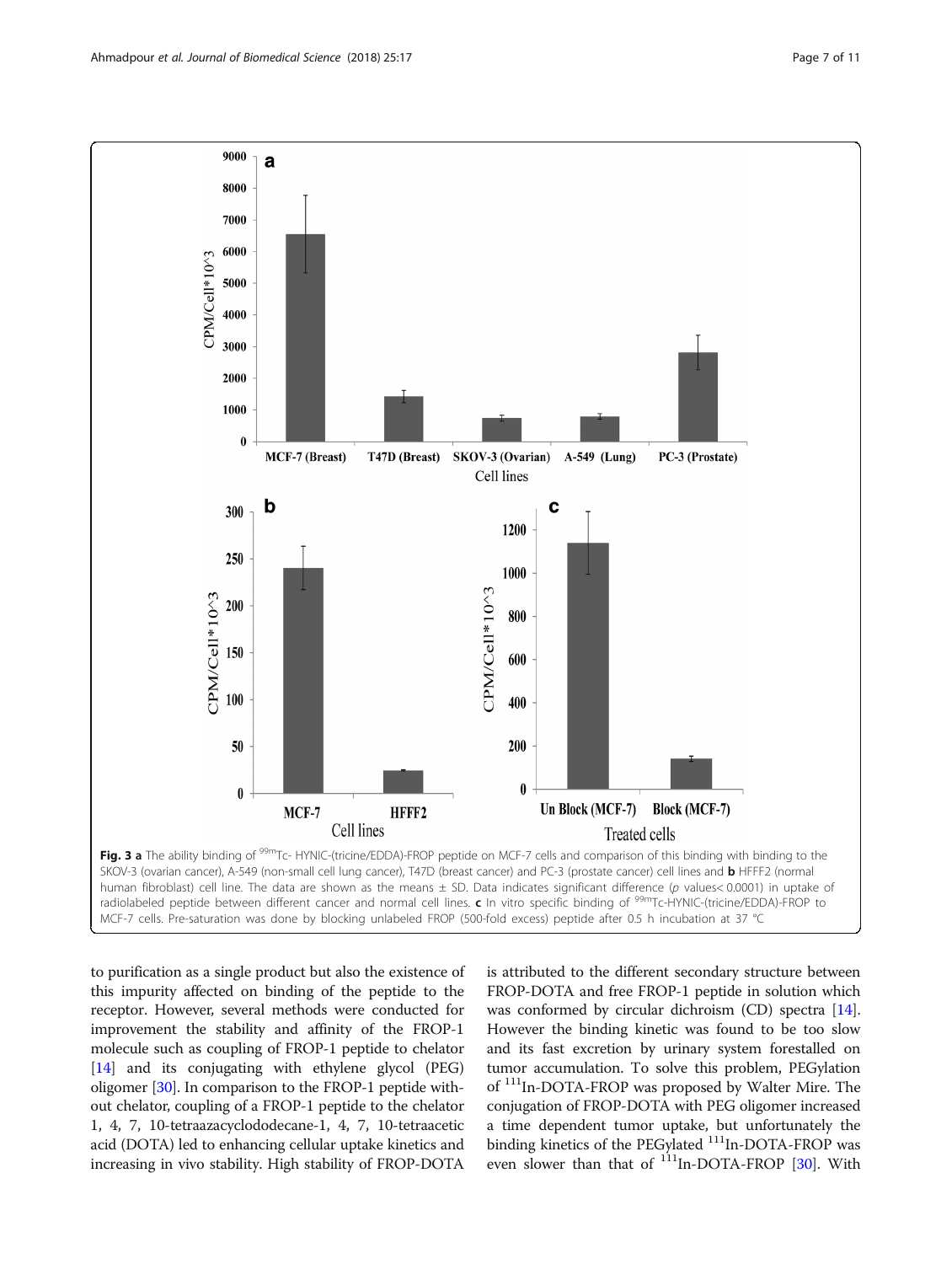Fig. 3 **a** The ability binding of $^{99m}$Tc- HYNIC-(tricine/EDDA)-FROP peptide on MCF-7 cells and comparison of this binding with binding to the SKOV-3 (ovarian cancer), A-549 (non-small cell lung cancer), T47D (breast cancer) and PC-3 (prostate cancer) cell lines and **b** HFFF2 (normal human fibroblast) cell line. The data are shown as the means ± SD. Data indicates significant difference ($p$ values< 0.0001) in uptake of radiolabeled peptide between different cancer and normal cell lines. **c** In vitro specific binding of $^{99m}$Tc-HYNIC-(tricine/EDDA)-FROP to MCF-7 cells. Pre-saturation was done by blocking unlabeled FROP (500-fold excess) peptide after 0.5 h incubation at 37 °C

to purification as a single product but also the existence of this impurity affected on binding of the peptide to the receptor. However, several methods were conducted for improvement the stability and affinity of the FROP-1 molecule such as coupling of FROP-1 peptide to chelator [14] and its conjugating with ethylene glycol (PEG) oligomer [30]. In comparison to the FROP-1 peptide without chelator, coupling of a FROP-1 peptide to the chelator 1, 4, 7, 10-tetraazacyclododecane-1, 4, 7, 10-tetraacetic acid (DOTA) led to enhancing cellular uptake kinetics and increasing in vivo stability. High stability of FROP-DOTA is attributed to the different secondary structure between FROP-DOTA and free FROP-1 peptide in solution which was conformed by circular dichroism (CD) spectra [14]. However the binding kinetic was found to be too slow and its fast excretion by urinary system forestalled on tumor accumulation. To solve this problem, PEGylation of $^{111}$In-DOTA-FROP was proposed by Walter Mire. The conjugation of FROP-DOTA with PEG oligomer increased a time dependent tumor uptake, but unfortunately the binding kinetics of the PEGylated $^{111}$In-DOTA-FROP was even slower than that of $^{111}$In-DOTA-FROP [30]. With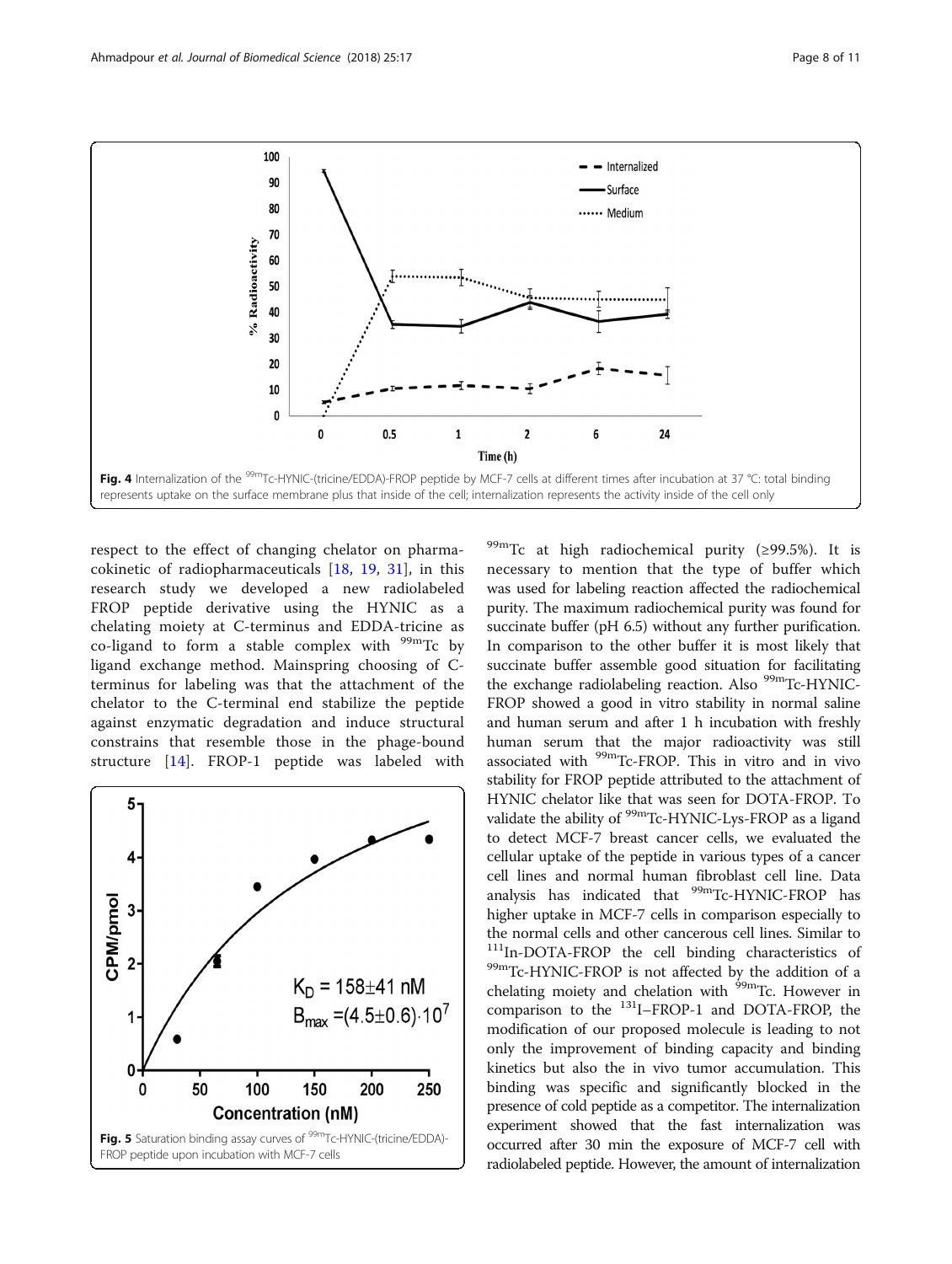Fig. 4 Internalization of the $^{99m}$Tc-HYNIC-(tricine/EDDA)-FROP peptide by MCF-7 cells at different times after incubation at 37 °C: total binding represents uptake on the surface membrane plus that inside of the cell; internalization represents the activity inside of the cell only

respect to the effect of changing chelator on pharmacokinetic of radiopharmaceuticals [18, 19, 31], in this research study we developed a new radiolabeled FROP peptide derivative using the HYNIC as a chelating moiety at C-terminus and EDDA-tricine as co-ligand to form a stable complex with $^{99m}$Tc by ligand exchange method. Mainspring choosing of C-terminus for labeling was that the attachment of the chelator to the C-terminal end stabilize the peptide against enzymatic degradation and induce structural constrains that resemble those in the phage-bound structure [14]. FROP-1 peptide was labeled with $^{99m}$Tc at high radiochemical purity (≥99.5%). It is necessary to mention that the type of buffer which was used for labeling reaction affected the radiochemical purity. The maximum radiochemical purity was found for succinate buffer (pH 6.5) without any further purification. In comparison to the other buffer it is most likely that succinate buffer assemble good situation for facilitating the exchange radiolabeling reaction. Also $^{99m}$Tc-HYNIC-FROP showed a good in vitro stability in normal saline and human serum and after 1 h incubation with freshly human serum that the major radioactivity was still associated with $^{99m}$Tc-FROP. This in vitro and in vivo stability for FROP peptide attributed to the attachment of HYNIC chelator like that was seen for DOTA-FROP. To validate the ability of $^{99m}$Tc-HYNIC-Lys-FROP as a ligand to detect MCF-7 breast cancer cells, we evaluated the cellular uptake of the peptide in various types of a cancer cell lines and normal human fibroblast cell line. Data analysis has indicated that $^{99m}$Tc-HYNIC-FROP has higher uptake in MCF-7 cells in comparison especially to the normal cells and other cancerous cell lines. Similar to $^{111}$In-DOTA-FROP the cell binding characteristics of $^{99m}$Tc-HYNIC-FROP is not affected by the addition of a chelating moiety and chelation with $^{99m}$Tc. However in comparison to the $^{131}$I–FROP-1 and DOTA-FROP, the modification of our proposed molecule is leading to not only the improvement of binding capacity and binding kinetics but also the in vivo tumor accumulation. This binding was specific and significantly blocked in the presence of cold peptide as a competitor. The internalization experiment showed that the fast internalization was occurred after 30 min the exposure of MCF-7 cell with radiolabeled peptide. However, the amount of internalization

Fig. 5 Saturation binding assay curves of $^{99m}$Tc-HYNIC-(tricine/EDDA)-FROP peptide upon incubation with MCF-7 cells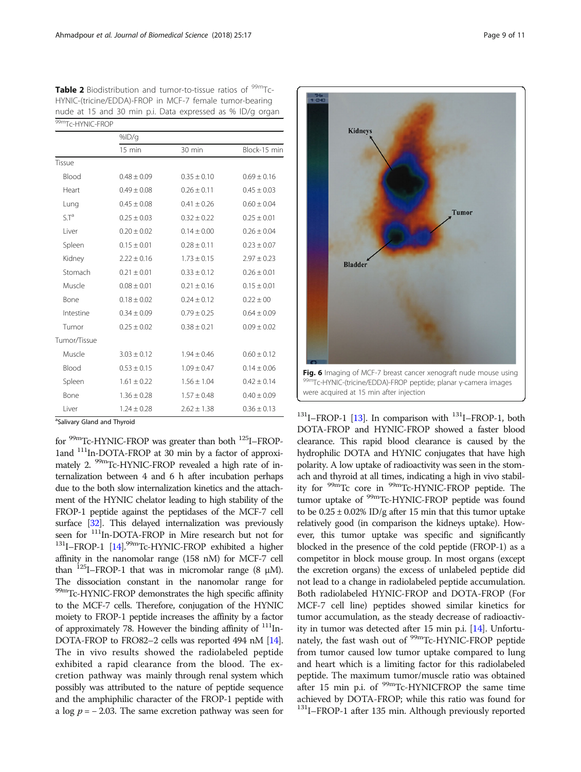**Table 2** Biodistribution and tumor-to-tissue ratios of $^{99m}$Tc-HYNIC-(tricine/EDDA)-FROP in MCF-7 female tumor-bearing nude at 15 and 30 min p.i. Data expressed as % ID/g organ

| $^{99m}$Tc-HYNIC-FROP | | | |
|---|---|---|---|
| | %ID/g | | |
| | 15 min | 30 min | Block-15 min |
| Tissue | | | |
| Blood | 0.48 ± 0.09 | 0.35 ± 0.10 | 0.69 ± 0.16 |
| Heart | 0.49 ± 0.08 | 0.26 ± 0.11 | 0.45 ± 0.03 |
| Lung | 0.45 ± 0.08 | 0.41 ± 0.26 | 0.60 ± 0.04 |
| S.T[a] | 0.25 ± 0.03 | 0.32 ± 0.22 | 0.25 ± 0.01 |
| Liver | 0.20 ± 0.02 | 0.14 ± 0.00 | 0.26 ± 0.04 |
| Spleen | 0.15 ± 0.01 | 0.28 ± 0.11 | 0.23 ± 0.07 |
| Kidney | 2.22 ± 0.16 | 1.73 ± 0.15 | 2.97 ± 0.23 |
| Stomach | 0.21 ± 0.01 | 0.33 ± 0.12 | 0.26 ± 0.01 |
| Muscle | 0.08 ± 0.01 | 0.21 ± 0.16 | 0.15 ± 0.01 |
| Bone | 0.18 ± 0.02 | 0.24 ± 0.12 | 0.22 ± 00 |
| Intestine | 0.34 ± 0.09 | 0.79 ± 0.25 | 0.64 ± 0.09 |
| Tumor | 0.25 ± 0.02 | 0.38 ± 0.21 | 0.09 ± 0.02 |
| Tumor/Tissue | | | |
| Muscle | 3.03 ± 0.12 | 1.94 ± 0.46 | 0.60 ± 0.12 |
| Blood | 0.53 ± 0.15 | 1.09 ± 0.47 | 0.14 ± 0.06 |
| Spleen | 1.61 ± 0.22 | 1.56 ± 1.04 | 0.42 ± 0.14 |
| Bone | 1.36 ± 0.28 | 1.57 ± 0.48 | 0.40 ± 0.09 |
| Liver | 1.24 ± 0.28 | 2.62 ± 1.38 | 0.36 ± 0.13 |

[a]Salivary Gland and Thyroid

for $^{99m}$Tc-HYNIC-FROP was greater than both $^{125}$I–FROP-1and $^{111}$In-DOTA-FROP at 30 min by a factor of approximately 2. $^{99m}$Tc-HYNIC-FROP revealed a high rate of internalization between 4 and 6 h after incubation perhaps due to the both slow internalization kinetics and the attachment of the HYNIC chelator leading to high stability of the FROP-1 peptide against the peptidases of the MCF-7 cell surface [32]. This delayed internalization was previously seen for $^{111}$In-DOTA-FROP in Mire research but not for $^{131}$I–FROP-1 [14].$^{99m}$Tc-HYNIC-FROP exhibited a higher affinity in the nanomolar range (158 nM) for MCF-7 cell than $^{125}$I–FROP-1 that was in micromolar range (8 μM). The dissociation constant in the nanomolar range for $^{99m}$Tc-HYNIC-FROP demonstrates the high specific affinity to the MCF-7 cells. Therefore, conjugation of the HYNIC moiety to FROP-1 peptide increases the affinity by a factor of approximately 78. However the binding affinity of $^{111}$In-DOTA-FROP to FRO82–2 cells was reported 494 nM [14]. The in vivo results showed the radiolabeled peptide exhibited a rapid clearance from the blood. The excretion pathway was mainly through renal system which possibly was attributed to the nature of peptide sequence and the amphiphilic character of the FROP-1 peptide with a log $p = -2.03$. The same excretion pathway was seen for

Fig. 6 Imaging of MCF-7 breast cancer xenograft nude mouse using $^{99m}$Tc-HYNIC-(tricine/EDDA)-FROP peptide; planar γ-camera images were acquired at 15 min after injection

$^{131}$I–FROP-1 [13]. In comparison with $^{131}$I–FROP-1, both DOTA-FROP and HYNIC-FROP showed a faster blood clearance. This rapid blood clearance is caused by the hydrophilic DOTA and HYNIC conjugates that have high polarity. A low uptake of radioactivity was seen in the stomach and thyroid at all times, indicating a high in vivo stability for $^{99m}$Tc core in $^{99m}$Tc-HYNIC-FROP peptide. The tumor uptake of $^{99m}$Tc-HYNIC-FROP peptide was found to be 0.25 ± 0.02% ID/g after 15 min that this tumor uptake relatively good (in comparison the kidneys uptake). However, this tumor uptake was specific and significantly blocked in the presence of the cold peptide (FROP-1) as a competitor in block mouse group. In most organs (except the excretion organs) the excess of unlabeled peptide did not lead to a change in radiolabeled peptide accumulation. Both radiolabeled HYNIC-FROP and DOTA-FROP (For MCF-7 cell line) peptides showed similar kinetics for tumor accumulation, as the steady decrease of radioactivity in tumor was detected after 15 min p.i. [14]. Unfortunately, the fast wash out of $^{99m}$Tc-HYNIC-FROP peptide from tumor caused low tumor uptake compared to lung and heart which is a limiting factor for this radiolabeled peptide. The maximum tumor/muscle ratio was obtained after 15 min p.i. of $^{99m}$Tc-HYNICFROP the same time achieved by DOTA-FROP; while this ratio was found for $^{131}$I–FROP-1 after 135 min. Although previously reported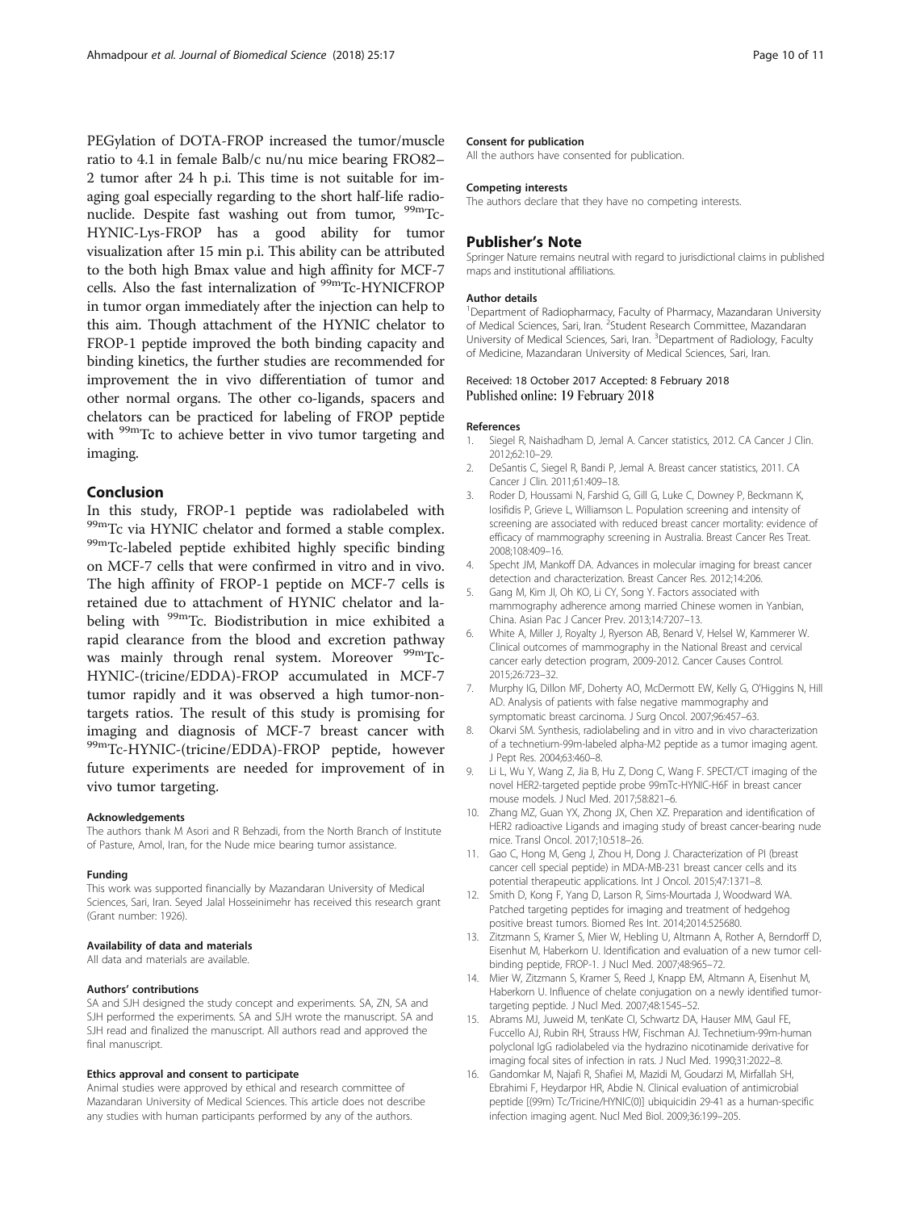PEGylation of DOTA-FROP increased the tumor/muscle ratio to 4.1 in female Balb/c nu/nu mice bearing FRO82–2 tumor after 24 h p.i. This time is not suitable for imaging goal especially regarding to the short half-life radionuclide. Despite fast washing out from tumor, $^{99m}$Tc-HYNIC-Lys-FROP has a good ability for tumor visualization after 15 min p.i. This ability can be attributed to the both high Bmax value and high affinity for MCF-7 cells. Also the fast internalization of $^{99m}$Tc-HYNICFROP in tumor organ immediately after the injection can help to this aim. Though attachment of the HYNIC chelator to FROP-1 peptide improved the both binding capacity and binding kinetics, the further studies are recommended for improvement the in vivo differentiation of tumor and other normal organs. The other co-ligands, spacers and chelators can be practiced for labeling of FROP peptide with $^{99m}$Tc to achieve better in vivo tumor targeting and imaging.

## Conclusion

In this study, FROP-1 peptide was radiolabeled with $^{99m}$Tc via HYNIC chelator and formed a stable complex. $^{99m}$Tc-labeled peptide exhibited highly specific binding on MCF-7 cells that were confirmed in vitro and in vivo. The high affinity of FROP-1 peptide on MCF-7 cells is retained due to attachment of HYNIC chelator and labeling with $^{99m}$Tc. Biodistribution in mice exhibited a rapid clearance from the blood and excretion pathway was mainly through renal system. Moreover $^{99m}$Tc-HYNIC-(tricine/EDDA)-FROP accumulated in MCF-7 tumor rapidly and it was observed a high tumor-non-targets ratios. The result of this study is promising for imaging and diagnosis of MCF-7 breast cancer with $^{99m}$Tc-HYNIC-(tricine/EDDA)-FROP peptide, however future experiments are needed for improvement of in vivo tumor targeting.

#### Acknowledgements

The authors thank M Asori and R Behzadi, from the North Branch of Institute of Pasture, Amol, Iran, for the Nude mice bearing tumor assistance.

#### Funding

This work was supported financially by Mazandaran University of Medical Sciences, Sari, Iran. Seyed Jalal Hosseinimehr has received this research grant (Grant number: 1926).

#### Availability of data and materials

All data and materials are available.

#### Authors' contributions

SA and SJH designed the study concept and experiments. SA, ZN, SA and SJH performed the experiments. SA and SJH wrote the manuscript. SA and SJH read and finalized the manuscript. All authors read and approved the final manuscript.

#### Ethics approval and consent to participate

Animal studies were approved by ethical and research committee of Mazandaran University of Medical Sciences. This article does not describe any studies with human participants performed by any of the authors.

#### Consent for publication

All the authors have consented for publication.

#### Competing interests

The authors declare that they have no competing interests.

## Publisher's Note

Springer Nature remains neutral with regard to jurisdictional claims in published maps and institutional affiliations.

#### Author details

[1]Department of Radiopharmacy, Faculty of Pharmacy, Mazandaran University of Medical Sciences, Sari, Iran. [2]Student Research Committee, Mazandaran University of Medical Sciences, Sari, Iran. [3]Department of Radiology, Faculty of Medicine, Mazandaran University of Medical Sciences, Sari, Iran.

Received: 18 October 2017 Accepted: 8 February 2018
Published online: 19 February 2018

#### References

1. Siegel R, Naishadham D, Jemal A. Cancer statistics, 2012. CA Cancer J Clin. 2012;62:10–29.
2. DeSantis C, Siegel R, Bandi P, Jemal A. Breast cancer statistics, 2011. CA Cancer J Clin. 2011;61:409–18.
3. Roder D, Houssami N, Farshid G, Gill G, Luke C, Downey P, Beckmann K, Iosifidis P, Grieve L, Williamson L. Population screening and intensity of screening are associated with reduced breast cancer mortality: evidence of efficacy of mammography screening in Australia. Breast Cancer Res Treat. 2008;108:409–16.
4. Specht JM, Mankoff DA. Advances in molecular imaging for breast cancer detection and characterization. Breast Cancer Res. 2012;14:206.
5. Gang M, Kim JI, Oh KO, Li CY, Song Y. Factors associated with mammography adherence among married Chinese women in Yanbian, China. Asian Pac J Cancer Prev. 2013;14:7207–13.
6. White A, Miller J, Royalty J, Ryerson AB, Benard V, Helsel W, Kammerer W. Clinical outcomes of mammography in the National Breast and cervical cancer early detection program, 2009-2012. Cancer Causes Control. 2015;26:723–32.
7. Murphy IG, Dillon MF, Doherty AO, McDermott EW, Kelly G, O'Higgins N, Hill AD. Analysis of patients with false negative mammography and symptomatic breast carcinoma. J Surg Oncol. 2007;96:457–63.
8. Okarvi SM. Synthesis, radiolabeling and in vitro and in vivo characterization of a technetium-99m-labeled alpha-M2 peptide as a tumor imaging agent. J Pept Res. 2004;63:460–8.
9. Li L, Wu Y, Wang Z, Jia B, Hu Z, Dong C, Wang F. SPECT/CT imaging of the novel HER2-targeted peptide probe 99mTc-HYNIC-H6F in breast cancer mouse models. J Nucl Med. 2017;58:821–6.
10. Zhang MZ, Guan YX, Zhong JX, Chen XZ. Preparation and identification of HER2 radioactive Ligands and imaging study of breast cancer-bearing nude mice. Transl Oncol. 2017;10:518–26.
11. Gao C, Hong M, Geng J, Zhou H, Dong J. Characterization of PI (breast cancer cell special peptide) in MDA-MB-231 breast cancer cells and its potential therapeutic applications. Int J Oncol. 2015;47:1371–8.
12. Smith D, Kong F, Yang D, Larson R, Sims-Mourtada J, Woodward WA. Patched targeting peptides for imaging and treatment of hedgehog positive breast tumors. Biomed Res Int. 2014;2014:525680.
13. Zitzmann S, Kramer S, Mier W, Hebling U, Altmann A, Rother A, Berndorff D, Eisenhut M, Haberkorn U. Identification and evaluation of a new tumor cell-binding peptide, FROP-1. J Nucl Med. 2007;48:965–72.
14. Mier W, Zitzmann S, Kramer S, Reed J, Knapp EM, Altmann A, Eisenhut M, Haberkorn U. Influence of chelate conjugation on a newly identified tumor-targeting peptide. J Nucl Med. 2007;48:1545–52.
15. Abrams MJ, Juweid M, tenKate CI, Schwartz DA, Hauser MM, Gaul FE, Fuccello AJ, Rubin RH, Strauss HW, Fischman AJ. Technetium-99m-human polyclonal IgG radiolabeled via the hydrazino nicotinamide derivative for imaging focal sites of infection in rats. J Nucl Med. 1990;31:2022–8.
16. Gandomkar M, Najafi R, Shafiei M, Mazidi M, Goudarzi M, Mirfallah SH, Ebrahimi F, Heydarpor HR, Abdie N. Clinical evaluation of antimicrobial peptide [(99m) Tc/Tricine/HYNIC(0)] ubiquicidin 29-41 as a human-specific infection imaging agent. Nucl Med Biol. 2009;36:199–205.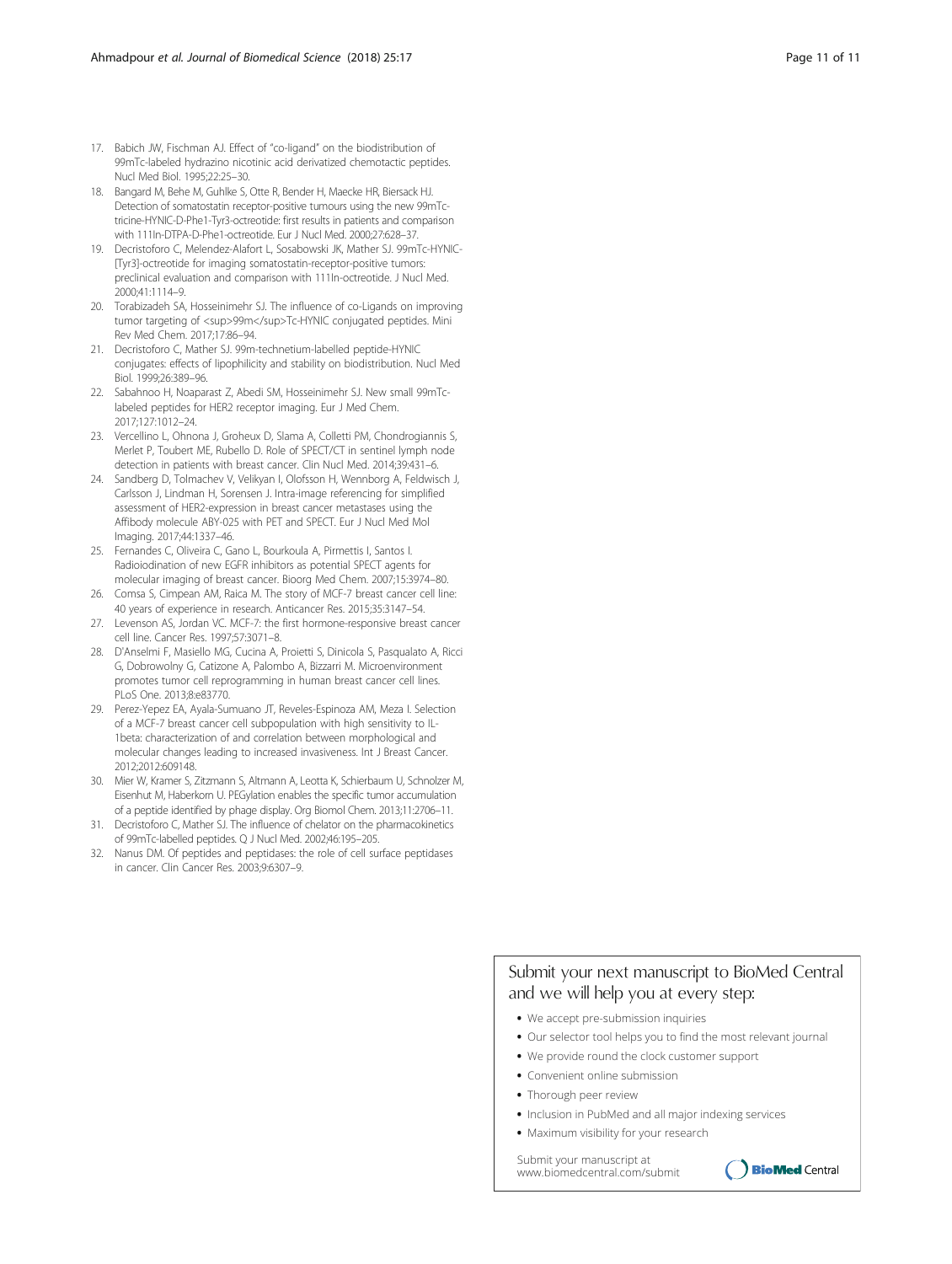17. Babich JW, Fischman AJ. Effect of "co-ligand" on the biodistribution of 99mTc-labeled hydrazino nicotinic acid derivatized chemotactic peptides. Nucl Med Biol. 1995;22:25–30.
18. Bangard M, Behe M, Guhlke S, Otte R, Bender H, Maecke HR, Biersack HJ. Detection of somatostatin receptor-positive tumours using the new 99mTc-tricine-HYNIC-D-Phe1-Tyr3-octreotide: first results in patients and comparison with 111In-DTPA-D-Phe1-octreotide. Eur J Nucl Med. 2000;27:628–37.
19. Decristoforo C, Melendez-Alafort L, Sosabowski JK, Mather SJ. 99mTc-HYNIC-[Tyr3]-octreotide for imaging somatostatin-receptor-positive tumors: preclinical evaluation and comparison with 111In-octreotide. J Nucl Med. 2000;41:1114–9.
20. Torabizadeh SA, Hosseinimehr SJ. The influence of co-Ligands on improving tumor targeting of <sup>99m</sup>Tc-HYNIC conjugated peptides. Mini Rev Med Chem. 2017;17:86–94.
21. Decristoforo C, Mather SJ. 99m-technetium-labelled peptide-HYNIC conjugates: effects of lipophilicity and stability on biodistribution. Nucl Med Biol. 1999;26:389–96.
22. Sabahnoo H, Noaparast Z, Abedi SM, Hosseinimehr SJ. New small 99mTc-labeled peptides for HER2 receptor imaging. Eur J Med Chem. 2017;127:1012–24.
23. Vercellino L, Ohnona J, Groheux D, Slama A, Colletti PM, Chondrogiannis S, Merlet P, Toubert ME, Rubello D. Role of SPECT/CT in sentinel lymph node detection in patients with breast cancer. Clin Nucl Med. 2014;39:431–6.
24. Sandberg D, Tolmachev V, Velikyan I, Olofsson H, Wennborg A, Feldwisch J, Carlsson J, Lindman H, Sorensen J. Intra-image referencing for simplified assessment of HER2-expression in breast cancer metastases using the Affibody molecule ABY-025 with PET and SPECT. Eur J Nucl Med Mol Imaging. 2017;44:1337–46.
25. Fernandes C, Oliveira C, Gano L, Bourkoula A, Pirmettis I, Santos I. Radioiodination of new EGFR inhibitors as potential SPECT agents for molecular imaging of breast cancer. Bioorg Med Chem. 2007;15:3974–80.
26. Comsa S, Cimpean AM, Raica M. The story of MCF-7 breast cancer cell line: 40 years of experience in research. Anticancer Res. 2015;35:3147–54.
27. Levenson AS, Jordan VC. MCF-7: the first hormone-responsive breast cancer cell line. Cancer Res. 1997;57:3071–8.
28. D'Anselmi F, Masiello MG, Cucina A, Proietti S, Dinicola S, Pasqualato A, Ricci G, Dobrowolny G, Catizone A, Palombo A, Bizzarri M. Microenvironment promotes tumor cell reprogramming in human breast cancer cell lines. PLoS One. 2013;8:e83770.
29. Perez-Yepez EA, Ayala-Sumuano JT, Reveles-Espinoza AM, Meza I. Selection of a MCF-7 breast cancer cell subpopulation with high sensitivity to IL-1beta: characterization of and correlation between morphological and molecular changes leading to increased invasiveness. Int J Breast Cancer. 2012;2012:609148.
30. Mier W, Kramer S, Zitzmann S, Altmann A, Leotta K, Schierbaum U, Schnolzer M, Eisenhut M, Haberkorn U. PEGylation enables the specific tumor accumulation of a peptide identified by phage display. Org Biomol Chem. 2013;11:2706–11.
31. Decristoforo C, Mather SJ. The influence of chelator on the pharmacokinetics of 99mTc-labelled peptides. Q J Nucl Med. 2002;46:195–205.
32. Nanus DM. Of peptides and peptidases: the role of cell surface peptidases in cancer. Clin Cancer Res. 2003;9:6307–9.

Submit your next manuscript to BioMed Central and we will help you at every step:

- We accept pre-submission inquiries
- Our selector tool helps you to find the most relevant journal
- We provide round the clock customer support
- Convenient online submission
- Thorough peer review
- Inclusion in PubMed and all major indexing services
- Maximum visibility for your research

Submit your manuscript at www.biomedcentral.com/submit

BioMed Central